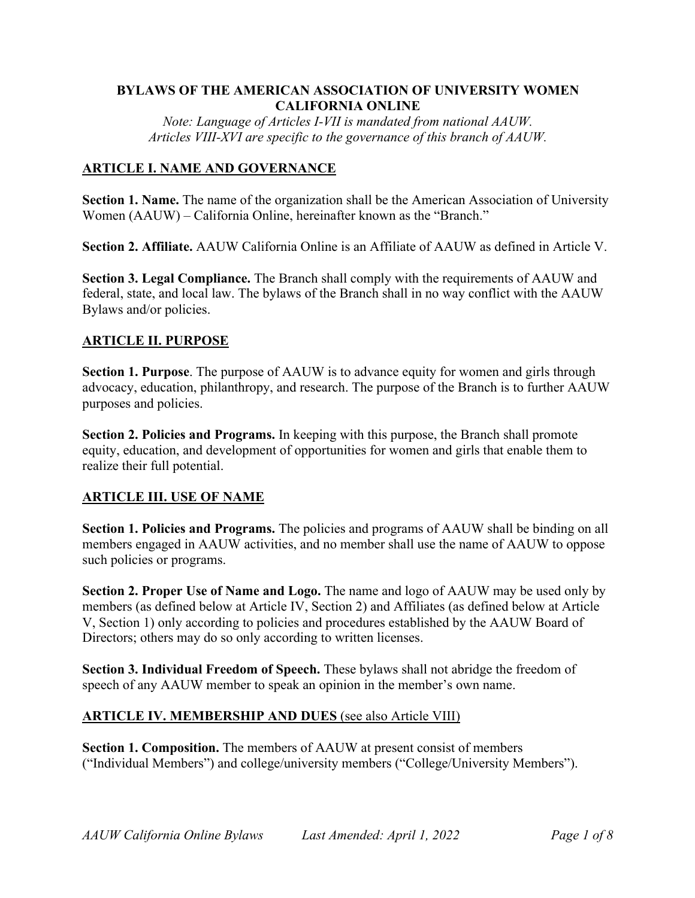# BYLAWS OF THE AMERICAN ASSOCIATION OF UNIVERSITY WOMEN CALIFORNIA ONLINE

*Note: Language of Articles I-VII is mandated from national AAUW.*
*Articles VIII-XVI are specific to the governance of this branch of AAUW.*

## ARTICLE I. NAME AND GOVERNANCE

**Section 1. Name.** The name of the organization shall be the American Association of University Women (AAUW) – California Online, hereinafter known as the "Branch."

**Section 2. Affiliate.** AAUW California Online is an Affiliate of AAUW as defined in Article V.

**Section 3. Legal Compliance.** The Branch shall comply with the requirements of AAUW and federal, state, and local law. The bylaws of the Branch shall in no way conflict with the AAUW Bylaws and/or policies.

## ARTICLE II. PURPOSE

**Section 1. Purpose**. The purpose of AAUW is to advance equity for women and girls through advocacy, education, philanthropy, and research. The purpose of the Branch is to further AAUW purposes and policies.

**Section 2. Policies and Programs.** In keeping with this purpose, the Branch shall promote equity, education, and development of opportunities for women and girls that enable them to realize their full potential.

## ARTICLE III. USE OF NAME

**Section 1. Policies and Programs.** The policies and programs of AAUW shall be binding on all members engaged in AAUW activities, and no member shall use the name of AAUW to oppose such policies or programs.

**Section 2. Proper Use of Name and Logo.** The name and logo of AAUW may be used only by members (as defined below at Article IV, Section 2) and Affiliates (as defined below at Article V, Section 1) only according to policies and procedures established by the AAUW Board of Directors; others may do so only according to written licenses.

**Section 3. Individual Freedom of Speech.** These bylaws shall not abridge the freedom of speech of any AAUW member to speak an opinion in the member's own name.

## ARTICLE IV. MEMBERSHIP AND DUES (see also Article VIII)

**Section 1. Composition.** The members of AAUW at present consist of members ("Individual Members") and college/university members ("College/University Members").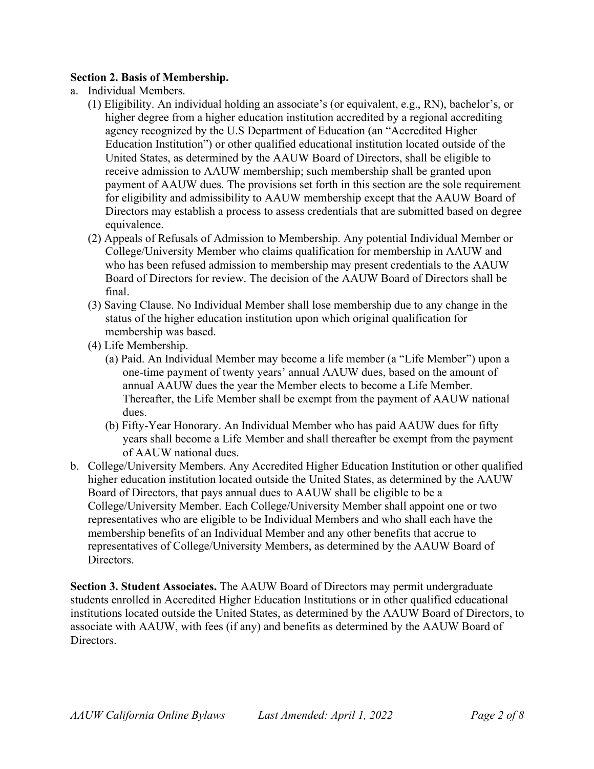**Section 2. Basis of Membership.**

a. Individual Members.

   (1) Eligibility. An individual holding an associate's (or equivalent, e.g., RN), bachelor's, or higher degree from a higher education institution accredited by a regional accrediting agency recognized by the U.S Department of Education (an "Accredited Higher Education Institution") or other qualified educational institution located outside of the United States, as determined by the AAUW Board of Directors, shall be eligible to receive admission to AAUW membership; such membership shall be granted upon payment of AAUW dues. The provisions set forth in this section are the sole requirement for eligibility and admissibility to AAUW membership except that the AAUW Board of Directors may establish a process to assess credentials that are submitted based on degree equivalence.

   (2) Appeals of Refusals of Admission to Membership. Any potential Individual Member or College/University Member who claims qualification for membership in AAUW and who has been refused admission to membership may present credentials to the AAUW Board of Directors for review. The decision of the AAUW Board of Directors shall be final.

   (3) Saving Clause. No Individual Member shall lose membership due to any change in the status of the higher education institution upon which original qualification for membership was based.

   (4) Life Membership.

      (a) Paid. An Individual Member may become a life member (a "Life Member") upon a one-time payment of twenty years' annual AAUW dues, based on the amount of annual AAUW dues the year the Member elects to become a Life Member. Thereafter, the Life Member shall be exempt from the payment of AAUW national dues.

      (b) Fifty-Year Honorary. An Individual Member who has paid AAUW dues for fifty years shall become a Life Member and shall thereafter be exempt from the payment of AAUW national dues.

b. College/University Members. Any Accredited Higher Education Institution or other qualified higher education institution located outside the United States, as determined by the AAUW Board of Directors, that pays annual dues to AAUW shall be eligible to be a College/University Member. Each College/University Member shall appoint one or two representatives who are eligible to be Individual Members and who shall each have the membership benefits of an Individual Member and any other benefits that accrue to representatives of College/University Members, as determined by the AAUW Board of Directors.

**Section 3. Student Associates.** The AAUW Board of Directors may permit undergraduate students enrolled in Accredited Higher Education Institutions or in other qualified educational institutions located outside the United States, as determined by the AAUW Board of Directors, to associate with AAUW, with fees (if any) and benefits as determined by the AAUW Board of Directors.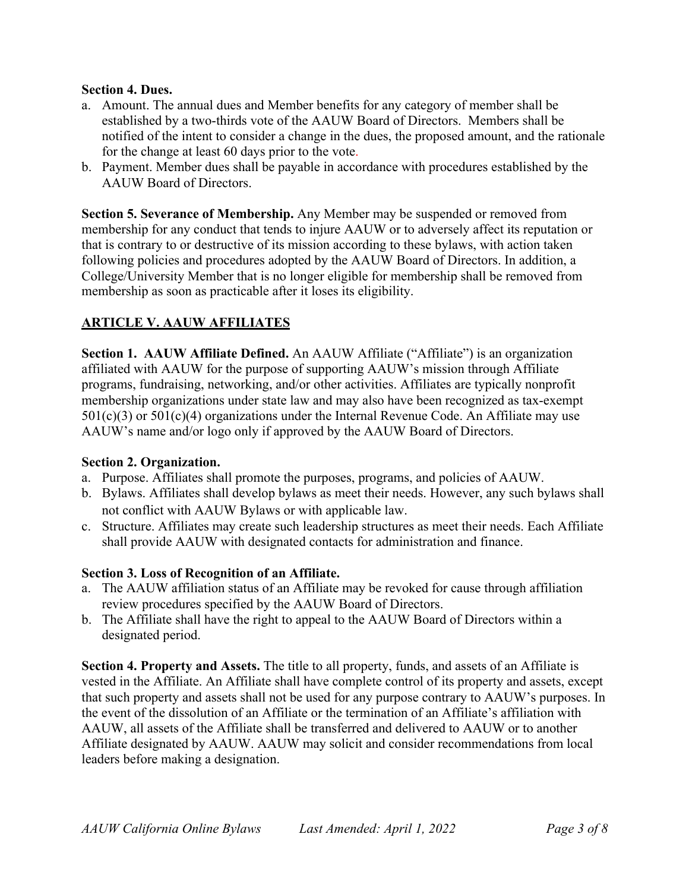**Section 4. Dues.**

a. Amount. The annual dues and Member benefits for any category of member shall be established by a two-thirds vote of the AAUW Board of Directors. Members shall be notified of the intent to consider a change in the dues, the proposed amount, and the rationale for the change at least 60 days prior to the vote.
b. Payment. Member dues shall be payable in accordance with procedures established by the AAUW Board of Directors.

**Section 5. Severance of Membership.** Any Member may be suspended or removed from membership for any conduct that tends to injure AAUW or to adversely affect its reputation or that is contrary to or destructive of its mission according to these bylaws, with action taken following policies and procedures adopted by the AAUW Board of Directors. In addition, a College/University Member that is no longer eligible for membership shall be removed from membership as soon as practicable after it loses its eligibility.

## ARTICLE V. AAUW AFFILIATES

**Section 1. AAUW Affiliate Defined.** An AAUW Affiliate ("Affiliate") is an organization affiliated with AAUW for the purpose of supporting AAUW's mission through Affiliate programs, fundraising, networking, and/or other activities. Affiliates are typically nonprofit membership organizations under state law and may also have been recognized as tax-exempt 501(c)(3) or 501(c)(4) organizations under the Internal Revenue Code. An Affiliate may use AAUW's name and/or logo only if approved by the AAUW Board of Directors.

**Section 2. Organization.**

a. Purpose. Affiliates shall promote the purposes, programs, and policies of AAUW.
b. Bylaws. Affiliates shall develop bylaws as meet their needs. However, any such bylaws shall not conflict with AAUW Bylaws or with applicable law.
c. Structure. Affiliates may create such leadership structures as meet their needs. Each Affiliate shall provide AAUW with designated contacts for administration and finance.

**Section 3. Loss of Recognition of an Affiliate.**

a. The AAUW affiliation status of an Affiliate may be revoked for cause through affiliation review procedures specified by the AAUW Board of Directors.
b. The Affiliate shall have the right to appeal to the AAUW Board of Directors within a designated period.

**Section 4. Property and Assets.** The title to all property, funds, and assets of an Affiliate is vested in the Affiliate. An Affiliate shall have complete control of its property and assets, except that such property and assets shall not be used for any purpose contrary to AAUW's purposes. In the event of the dissolution of an Affiliate or the termination of an Affiliate's affiliation with AAUW, all assets of the Affiliate shall be transferred and delivered to AAUW or to another Affiliate designated by AAUW. AAUW may solicit and consider recommendations from local leaders before making a designation.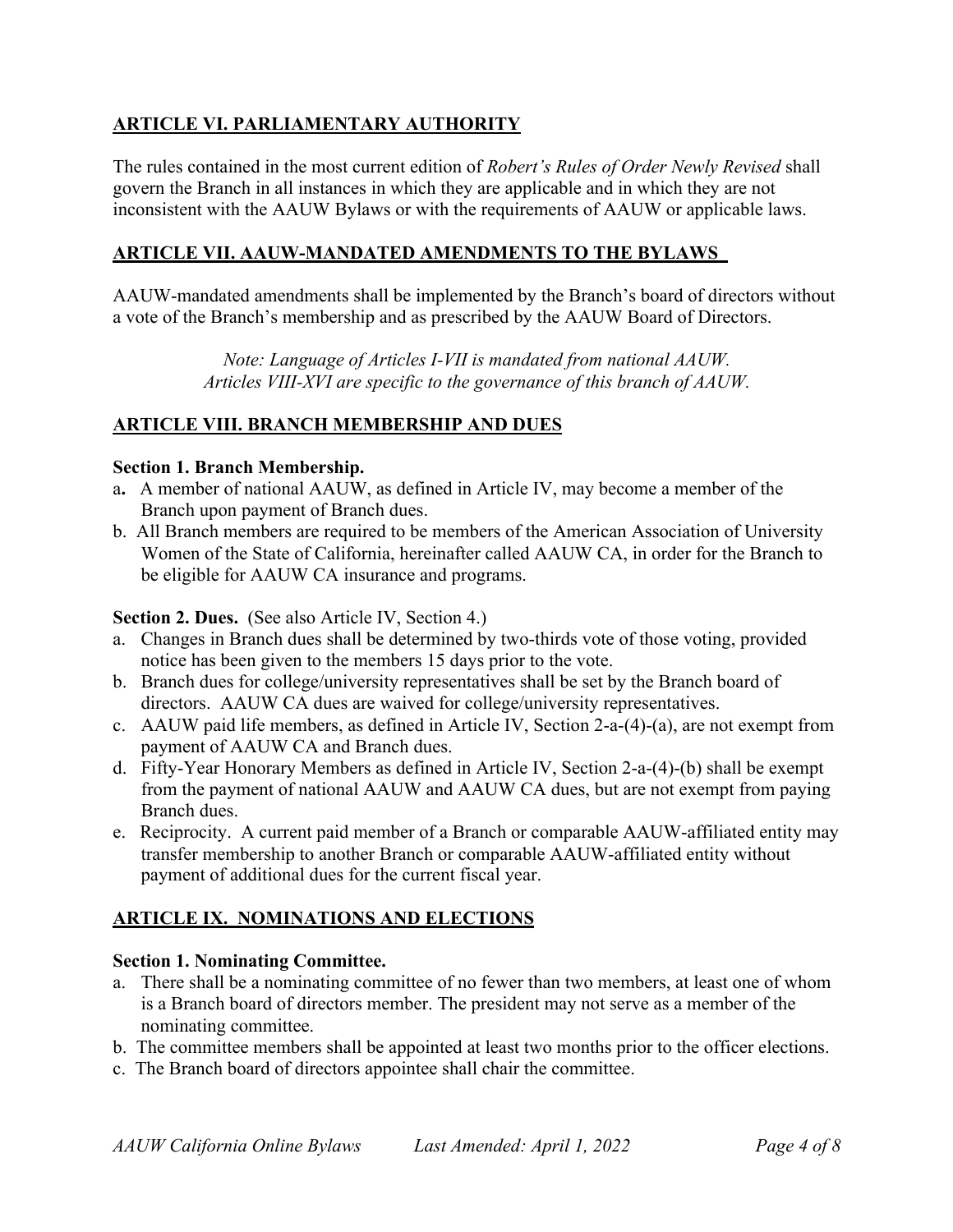## ARTICLE VI. PARLIAMENTARY AUTHORITY

The rules contained in the most current edition of *Robert's Rules of Order Newly Revised* shall govern the Branch in all instances in which they are applicable and in which they are not inconsistent with the AAUW Bylaws or with the requirements of AAUW or applicable laws.

## ARTICLE VII. AAUW-MANDATED AMENDMENTS TO THE BYLAWS

AAUW-mandated amendments shall be implemented by the Branch's board of directors without a vote of the Branch's membership and as prescribed by the AAUW Board of Directors.

*Note: Language of Articles I-VII is mandated from national AAUW.*
*Articles VIII-XVI are specific to the governance of this branch of AAUW.*

## ARTICLE VIII. BRANCH MEMBERSHIP AND DUES

**Section 1. Branch Membership.**

a. A member of national AAUW, as defined in Article IV, may become a member of the Branch upon payment of Branch dues.

b. All Branch members are required to be members of the American Association of University Women of the State of California, hereinafter called AAUW CA, in order for the Branch to be eligible for AAUW CA insurance and programs.

**Section 2. Dues.** (See also Article IV, Section 4.)

a. Changes in Branch dues shall be determined by two-thirds vote of those voting, provided notice has been given to the members 15 days prior to the vote.

b. Branch dues for college/university representatives shall be set by the Branch board of directors. AAUW CA dues are waived for college/university representatives.

c. AAUW paid life members, as defined in Article IV, Section 2-a-(4)-(a), are not exempt from payment of AAUW CA and Branch dues.

d. Fifty-Year Honorary Members as defined in Article IV, Section 2-a-(4)-(b) shall be exempt from the payment of national AAUW and AAUW CA dues, but are not exempt from paying Branch dues.

e. Reciprocity. A current paid member of a Branch or comparable AAUW-affiliated entity may transfer membership to another Branch or comparable AAUW-affiliated entity without payment of additional dues for the current fiscal year.

## ARTICLE IX. NOMINATIONS AND ELECTIONS

**Section 1. Nominating Committee.**

a. There shall be a nominating committee of no fewer than two members, at least one of whom is a Branch board of directors member. The president may not serve as a member of the nominating committee.

b. The committee members shall be appointed at least two months prior to the officer elections.

c. The Branch board of directors appointee shall chair the committee.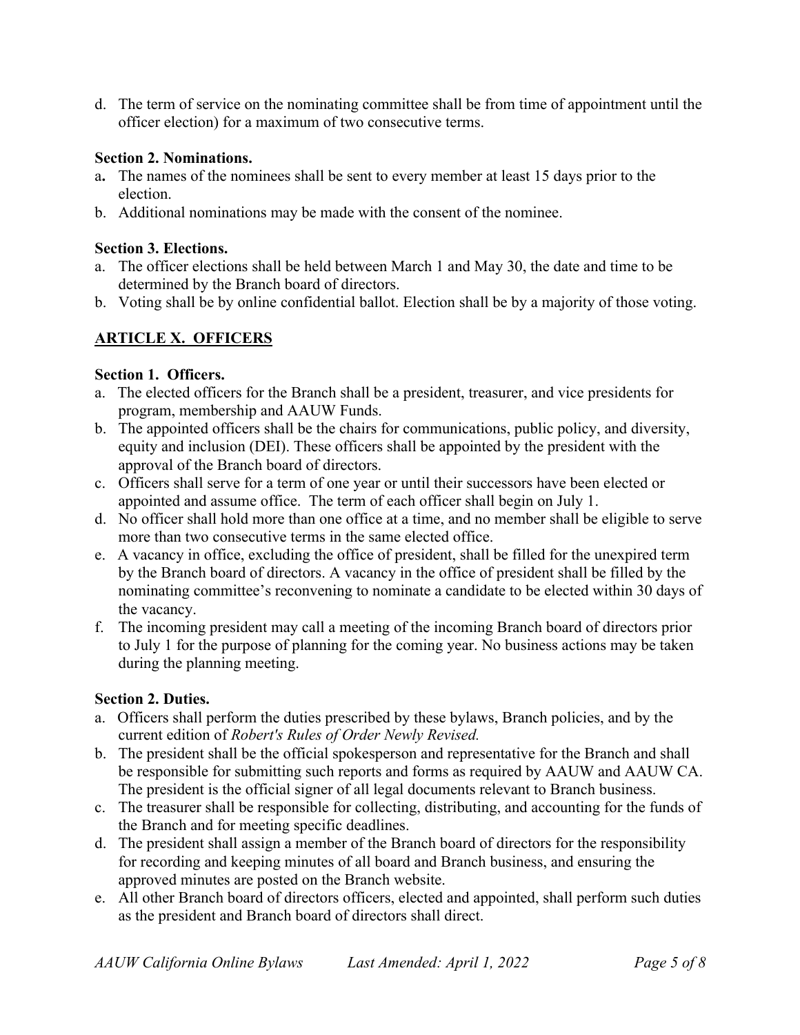d. The term of service on the nominating committee shall be from time of appointment until the officer election) for a maximum of two consecutive terms.

**Section 2. Nominations.**

a. The names of the nominees shall be sent to every member at least 15 days prior to the election.
b. Additional nominations may be made with the consent of the nominee.

**Section 3. Elections.**

a. The officer elections shall be held between March 1 and May 30, the date and time to be determined by the Branch board of directors.
b. Voting shall be by online confidential ballot. Election shall be by a majority of those voting.

## ARTICLE X. OFFICERS

**Section 1. Officers.**

a. The elected officers for the Branch shall be a president, treasurer, and vice presidents for program, membership and AAUW Funds.
b. The appointed officers shall be the chairs for communications, public policy, and diversity, equity and inclusion (DEI). These officers shall be appointed by the president with the approval of the Branch board of directors.
c. Officers shall serve for a term of one year or until their successors have been elected or appointed and assume office. The term of each officer shall begin on July 1.
d. No officer shall hold more than one office at a time, and no member shall be eligible to serve more than two consecutive terms in the same elected office.
e. A vacancy in office, excluding the office of president, shall be filled for the unexpired term by the Branch board of directors. A vacancy in the office of president shall be filled by the nominating committee's reconvening to nominate a candidate to be elected within 30 days of the vacancy.
f. The incoming president may call a meeting of the incoming Branch board of directors prior to July 1 for the purpose of planning for the coming year. No business actions may be taken during the planning meeting.

**Section 2. Duties.**

a. Officers shall perform the duties prescribed by these bylaws, Branch policies, and by the current edition of *Robert's Rules of Order Newly Revised.*
b. The president shall be the official spokesperson and representative for the Branch and shall be responsible for submitting such reports and forms as required by AAUW and AAUW CA. The president is the official signer of all legal documents relevant to Branch business.
c. The treasurer shall be responsible for collecting, distributing, and accounting for the funds of the Branch and for meeting specific deadlines.
d. The president shall assign a member of the Branch board of directors for the responsibility for recording and keeping minutes of all board and Branch business, and ensuring the approved minutes are posted on the Branch website.
e. All other Branch board of directors officers, elected and appointed, shall perform such duties as the president and Branch board of directors shall direct.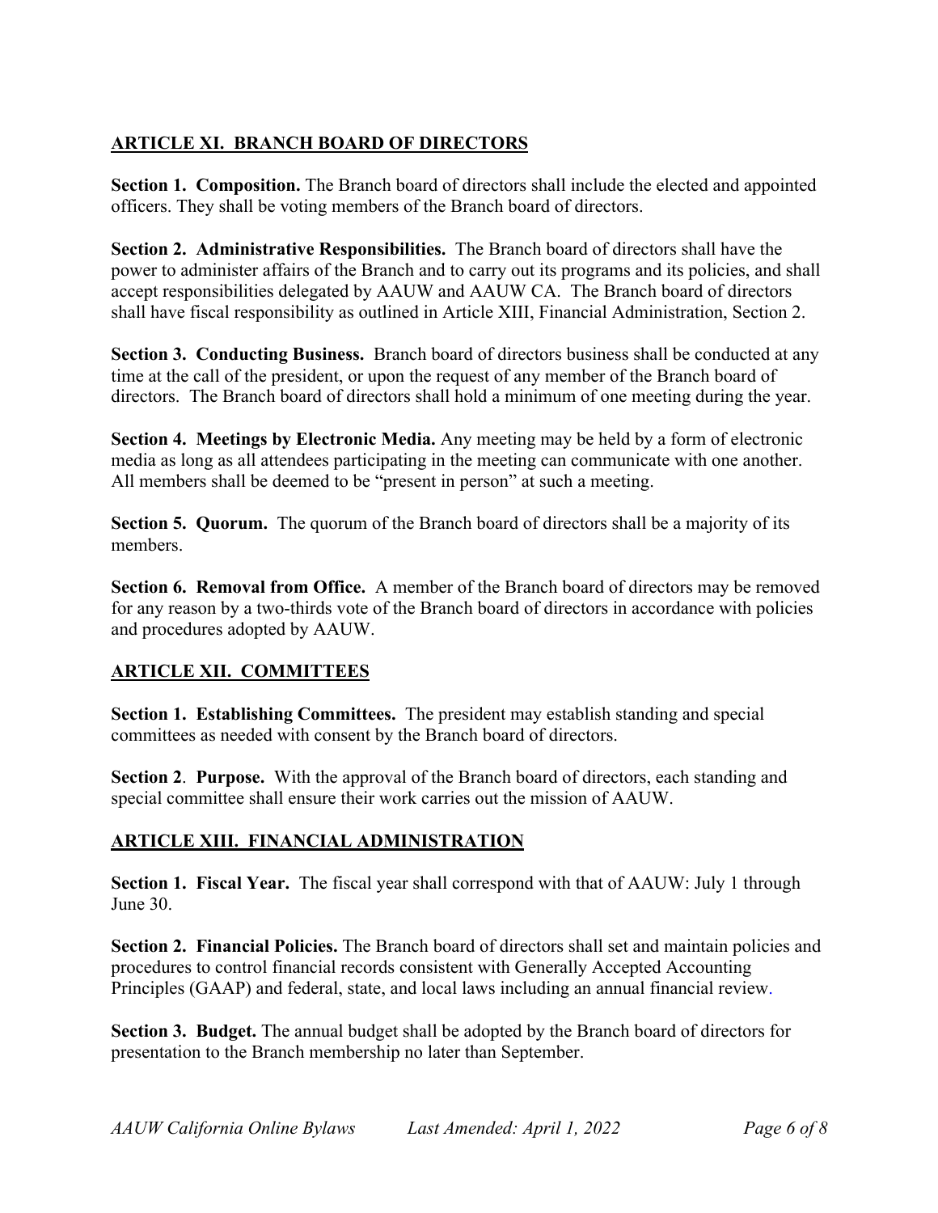## ARTICLE XI. BRANCH BOARD OF DIRECTORS

**Section 1. Composition.** The Branch board of directors shall include the elected and appointed officers. They shall be voting members of the Branch board of directors.

**Section 2. Administrative Responsibilities.** The Branch board of directors shall have the power to administer affairs of the Branch and to carry out its programs and its policies, and shall accept responsibilities delegated by AAUW and AAUW CA. The Branch board of directors shall have fiscal responsibility as outlined in Article XIII, Financial Administration, Section 2.

**Section 3. Conducting Business.** Branch board of directors business shall be conducted at any time at the call of the president, or upon the request of any member of the Branch board of directors. The Branch board of directors shall hold a minimum of one meeting during the year.

**Section 4. Meetings by Electronic Media.** Any meeting may be held by a form of electronic media as long as all attendees participating in the meeting can communicate with one another. All members shall be deemed to be "present in person" at such a meeting.

**Section 5. Quorum.** The quorum of the Branch board of directors shall be a majority of its members.

**Section 6. Removal from Office.** A member of the Branch board of directors may be removed for any reason by a two-thirds vote of the Branch board of directors in accordance with policies and procedures adopted by AAUW.

## ARTICLE XII. COMMITTEES

**Section 1. Establishing Committees.** The president may establish standing and special committees as needed with consent by the Branch board of directors.

**Section 2**. **Purpose.** With the approval of the Branch board of directors, each standing and special committee shall ensure their work carries out the mission of AAUW.

## ARTICLE XIII. FINANCIAL ADMINISTRATION

**Section 1. Fiscal Year.** The fiscal year shall correspond with that of AAUW: July 1 through June 30.

**Section 2. Financial Policies.** The Branch board of directors shall set and maintain policies and procedures to control financial records consistent with Generally Accepted Accounting Principles (GAAP) and federal, state, and local laws including an annual financial review.

**Section 3. Budget.** The annual budget shall be adopted by the Branch board of directors for presentation to the Branch membership no later than September.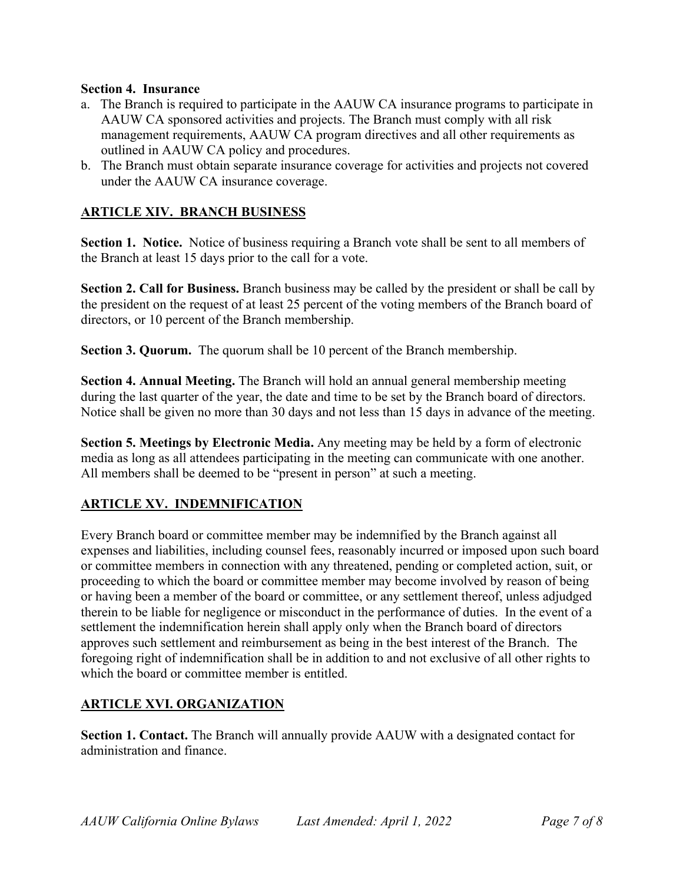**Section 4. Insurance**

a. The Branch is required to participate in the AAUW CA insurance programs to participate in AAUW CA sponsored activities and projects. The Branch must comply with all risk management requirements, AAUW CA program directives and all other requirements as outlined in AAUW CA policy and procedures.
b. The Branch must obtain separate insurance coverage for activities and projects not covered under the AAUW CA insurance coverage.

## ARTICLE XIV. BRANCH BUSINESS

**Section 1. Notice.** Notice of business requiring a Branch vote shall be sent to all members of the Branch at least 15 days prior to the call for a vote.

**Section 2. Call for Business.** Branch business may be called by the president or shall be call by the president on the request of at least 25 percent of the voting members of the Branch board of directors, or 10 percent of the Branch membership.

**Section 3. Quorum.** The quorum shall be 10 percent of the Branch membership.

**Section 4. Annual Meeting.** The Branch will hold an annual general membership meeting during the last quarter of the year, the date and time to be set by the Branch board of directors. Notice shall be given no more than 30 days and not less than 15 days in advance of the meeting.

**Section 5. Meetings by Electronic Media.** Any meeting may be held by a form of electronic media as long as all attendees participating in the meeting can communicate with one another. All members shall be deemed to be "present in person" at such a meeting.

## ARTICLE XV. INDEMNIFICATION

Every Branch board or committee member may be indemnified by the Branch against all expenses and liabilities, including counsel fees, reasonably incurred or imposed upon such board or committee members in connection with any threatened, pending or completed action, suit, or proceeding to which the board or committee member may become involved by reason of being or having been a member of the board or committee, or any settlement thereof, unless adjudged therein to be liable for negligence or misconduct in the performance of duties. In the event of a settlement the indemnification herein shall apply only when the Branch board of directors approves such settlement and reimbursement as being in the best interest of the Branch. The foregoing right of indemnification shall be in addition to and not exclusive of all other rights to which the board or committee member is entitled.

## ARTICLE XVI. ORGANIZATION

**Section 1. Contact.** The Branch will annually provide AAUW with a designated contact for administration and finance.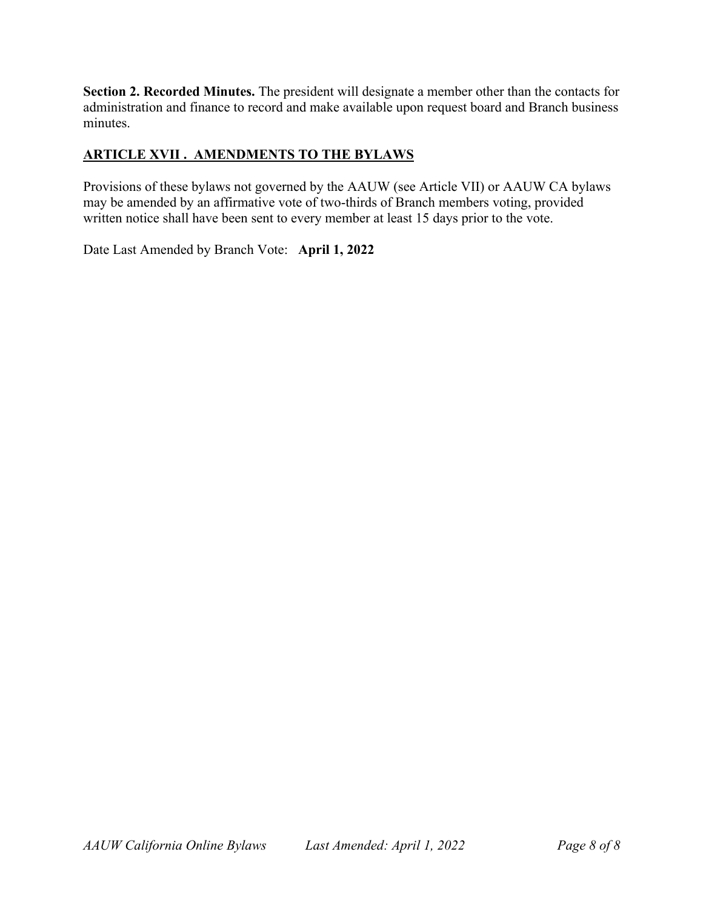**Section 2. Recorded Minutes.** The president will designate a member other than the contacts for administration and finance to record and make available upon request board and Branch business minutes.

## ARTICLE XVII . AMENDMENTS TO THE BYLAWS

Provisions of these bylaws not governed by the AAUW (see Article VII) or AAUW CA bylaws may be amended by an affirmative vote of two-thirds of Branch members voting, provided written notice shall have been sent to every member at least 15 days prior to the vote.

Date Last Amended by Branch Vote: **April 1, 2022**